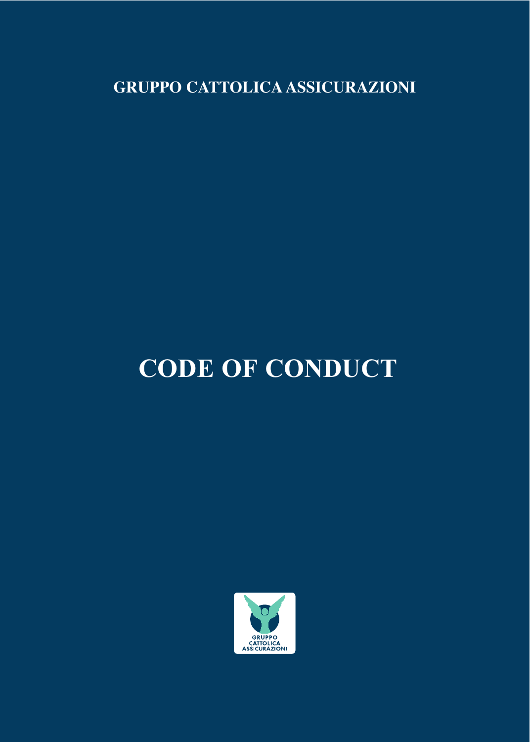**GRUPPO CATTOLICA ASSICURAZIONI**

# CODE OF CONDUCT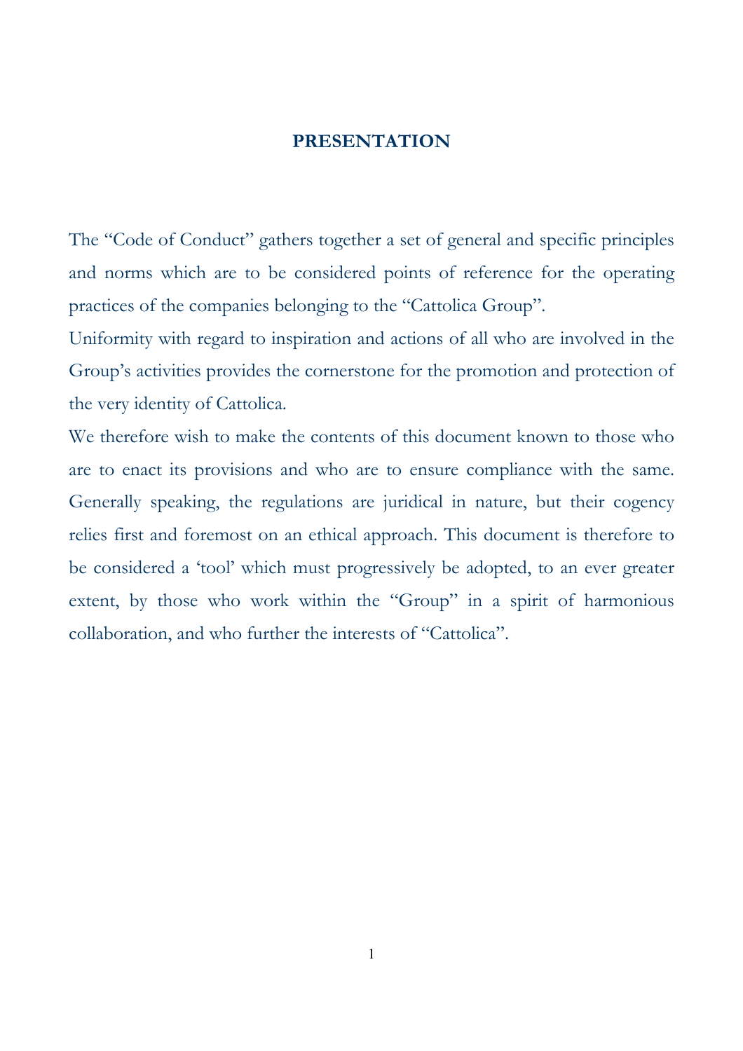# PRESENTATION

The "Code of Conduct" gathers together a set of general and specific principles and norms which are to be considered points of reference for the operating practices of the companies belonging to the "Cattolica Group".

Uniformity with regard to inspiration and actions of all who are involved in the Group's activities provides the cornerstone for the promotion and protection of the very identity of Cattolica.

We therefore wish to make the contents of this document known to those who are to enact its provisions and who are to ensure compliance with the same. Generally speaking, the regulations are juridical in nature, but their cogency relies first and foremost on an ethical approach. This document is therefore to be considered a 'tool' which must progressively be adopted, to an ever greater extent, by those who work within the "Group" in a spirit of harmonious collaboration, and who further the interests of "Cattolica".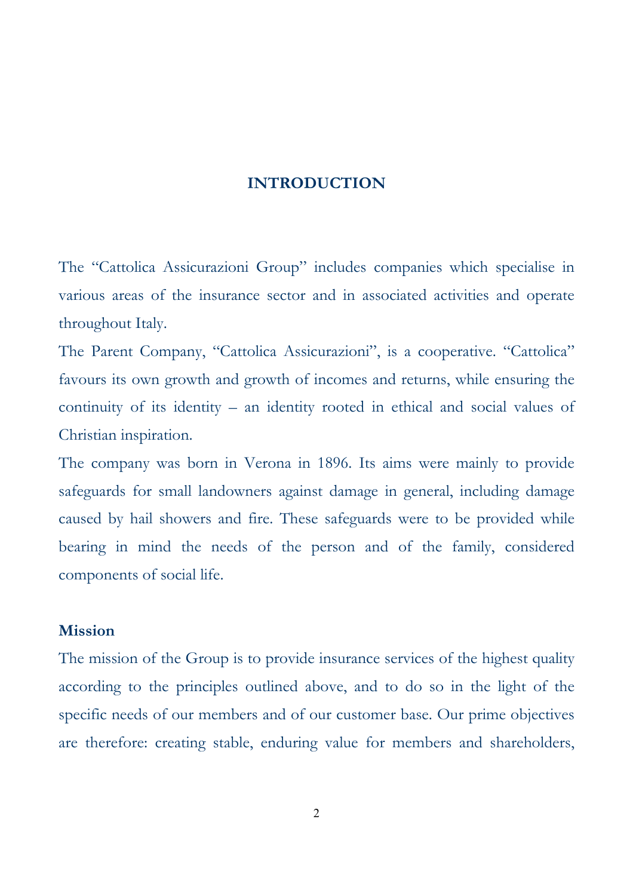# INTRODUCTION

The "Cattolica Assicurazioni Group" includes companies which specialise in various areas of the insurance sector and in associated activities and operate throughout Italy.

The Parent Company, "Cattolica Assicurazioni", is a cooperative. "Cattolica" favours its own growth and growth of incomes and returns, while ensuring the continuity of its identity – an identity rooted in ethical and social values of Christian inspiration.

The company was born in Verona in 1896. Its aims were mainly to provide safeguards for small landowners against damage in general, including damage caused by hail showers and fire. These safeguards were to be provided while bearing in mind the needs of the person and of the family, considered components of social life.

**Mission**

The mission of the Group is to provide insurance services of the highest quality according to the principles outlined above, and to do so in the light of the specific needs of our members and of our customer base. Our prime objectives are therefore: creating stable, enduring value for members and shareholders,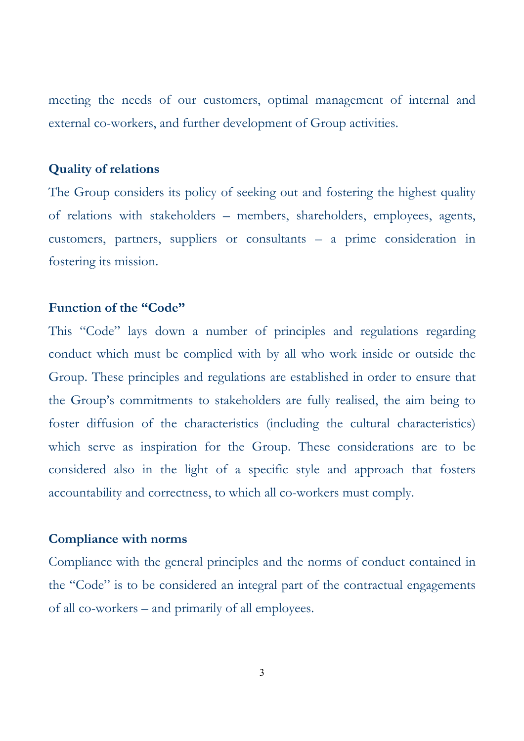meeting the needs of our customers, optimal management of internal and external co-workers, and further development of Group activities.

**Quality of relations**

The Group considers its policy of seeking out and fostering the highest quality of relations with stakeholders – members, shareholders, employees, agents, customers, partners, suppliers or consultants – a prime consideration in fostering its mission.

**Function of the "Code"**

This "Code" lays down a number of principles and regulations regarding conduct which must be complied with by all who work inside or outside the Group. These principles and regulations are established in order to ensure that the Group's commitments to stakeholders are fully realised, the aim being to foster diffusion of the characteristics (including the cultural characteristics) which serve as inspiration for the Group. These considerations are to be considered also in the light of a specific style and approach that fosters accountability and correctness, to which all co-workers must comply.

**Compliance with norms**

Compliance with the general principles and the norms of conduct contained in the "Code" is to be considered an integral part of the contractual engagements of all co-workers – and primarily of all employees.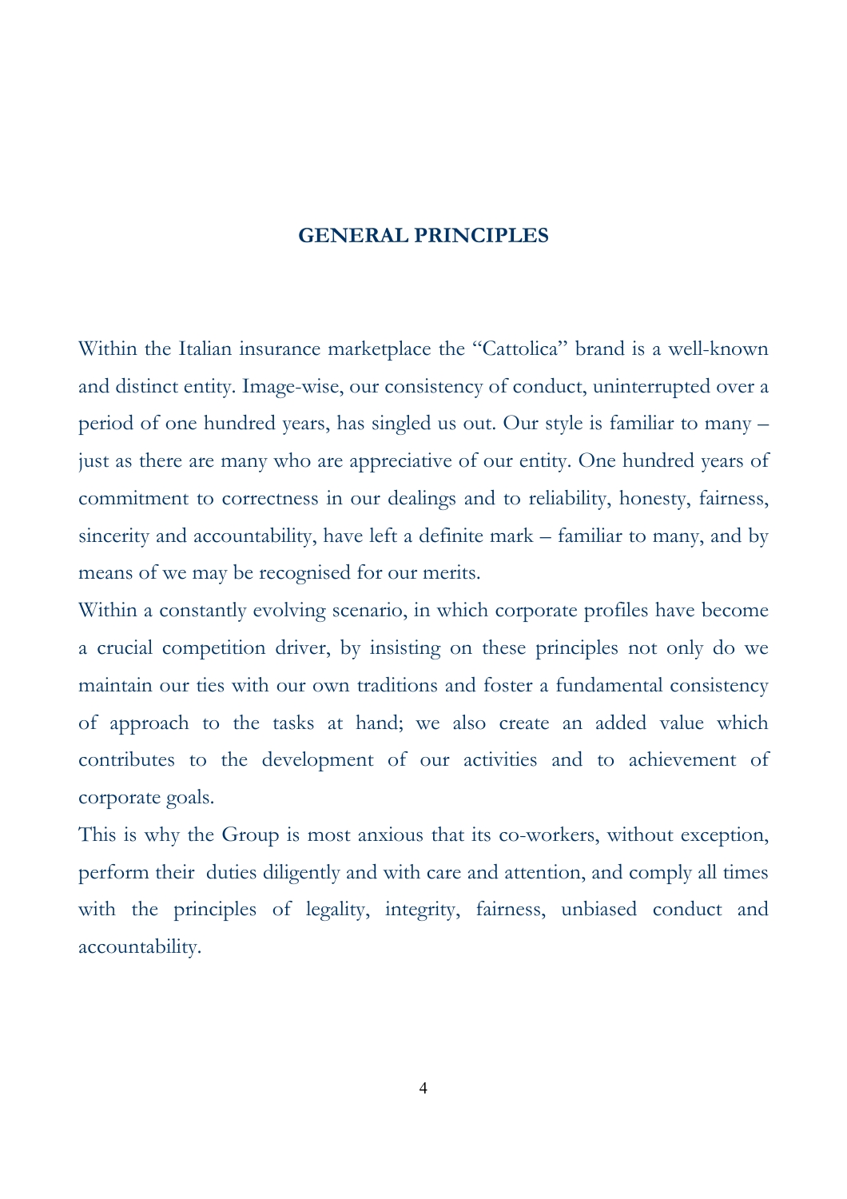# GENERAL PRINCIPLES

Within the Italian insurance marketplace the "Cattolica" brand is a well-known and distinct entity. Image-wise, our consistency of conduct, uninterrupted over a period of one hundred years, has singled us out. Our style is familiar to many – just as there are many who are appreciative of our entity. One hundred years of commitment to correctness in our dealings and to reliability, honesty, fairness, sincerity and accountability, have left a definite mark – familiar to many, and by means of we may be recognised for our merits.

Within a constantly evolving scenario, in which corporate profiles have become a crucial competition driver, by insisting on these principles not only do we maintain our ties with our own traditions and foster a fundamental consistency of approach to the tasks at hand; we also create an added value which contributes to the development of our activities and to achievement of corporate goals.

This is why the Group is most anxious that its co-workers, without exception, perform their duties diligently and with care and attention, and comply all times with the principles of legality, integrity, fairness, unbiased conduct and accountability.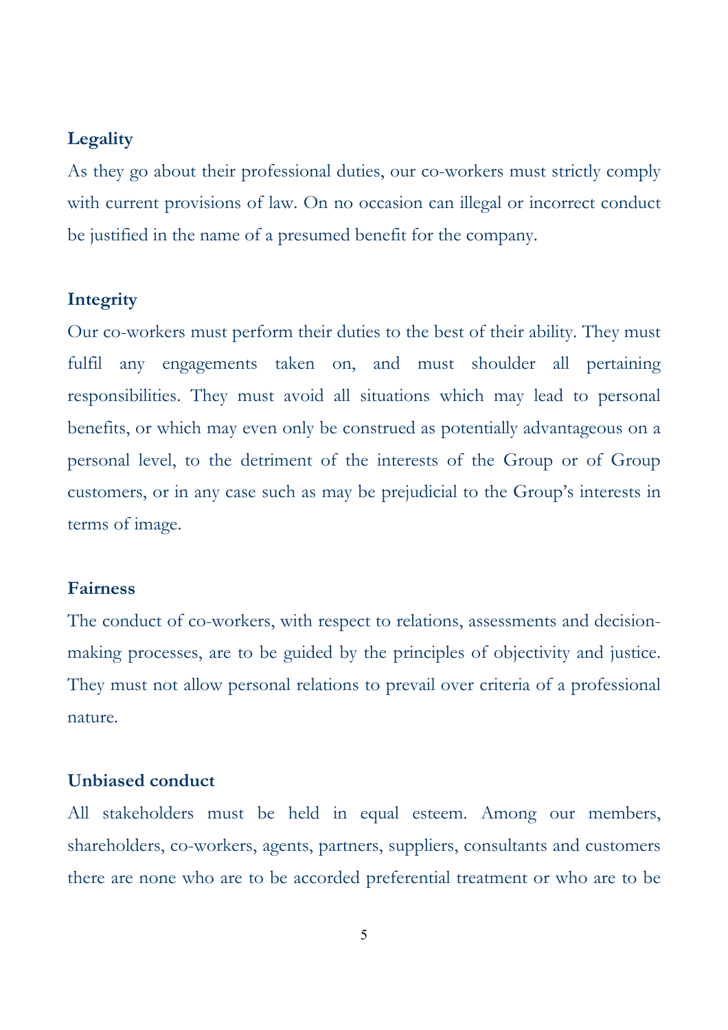### Legality

As they go about their professional duties, our co-workers must strictly comply with current provisions of law. On no occasion can illegal or incorrect conduct be justified in the name of a presumed benefit for the company.

### Integrity

Our co-workers must perform their duties to the best of their ability. They must fulfil any engagements taken on, and must shoulder all pertaining responsibilities. They must avoid all situations which may lead to personal benefits, or which may even only be construed as potentially advantageous on a personal level, to the detriment of the interests of the Group or of Group customers, or in any case such as may be prejudicial to the Group's interests in terms of image.

### Fairness

The conduct of co-workers, with respect to relations, assessments and decision-making processes, are to be guided by the principles of objectivity and justice. They must not allow personal relations to prevail over criteria of a professional nature.

### Unbiased conduct

All stakeholders must be held in equal esteem. Among our members, shareholders, co-workers, agents, partners, suppliers, consultants and customers there are none who are to be accorded preferential treatment or who are to be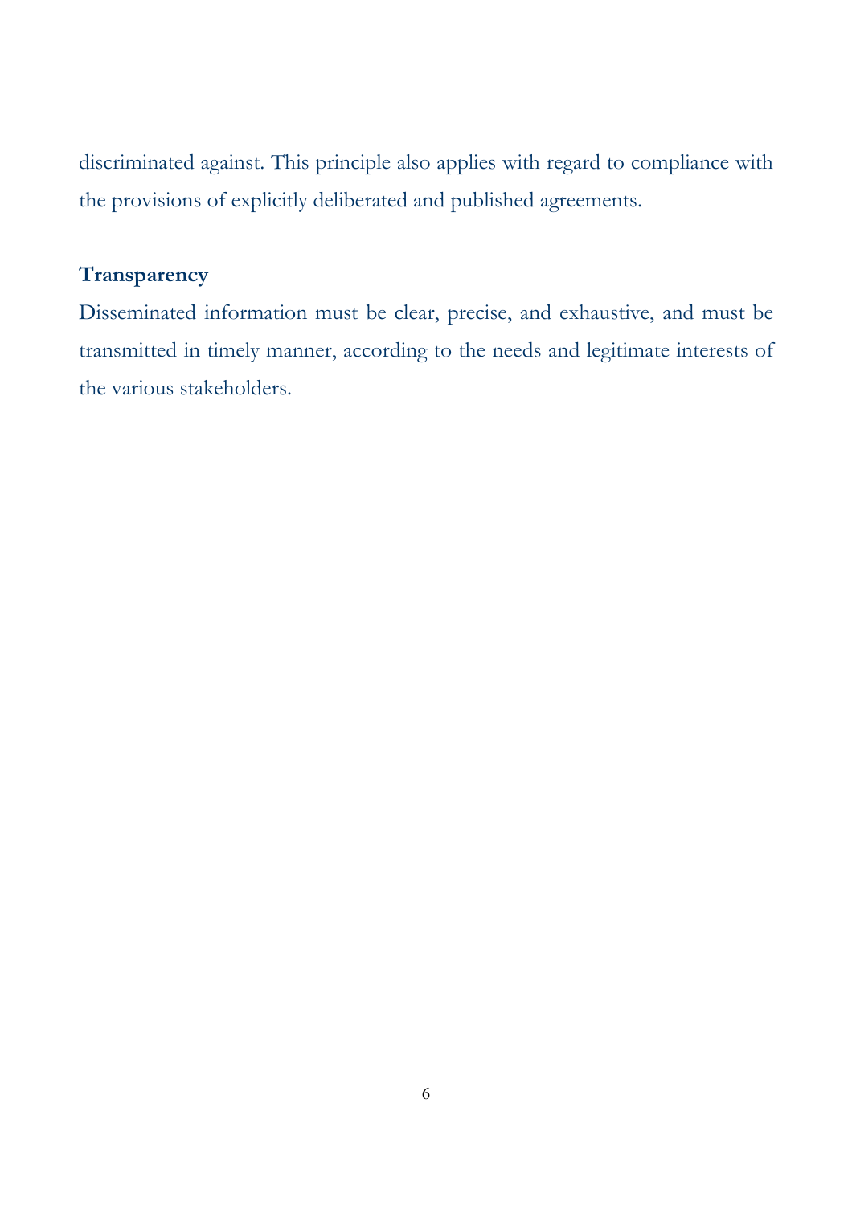discriminated against. This principle also applies with regard to compliance with the provisions of explicitly deliberated and published agreements.

**Transparency**

Disseminated information must be clear, precise, and exhaustive, and must be transmitted in timely manner, according to the needs and legitimate interests of the various stakeholders.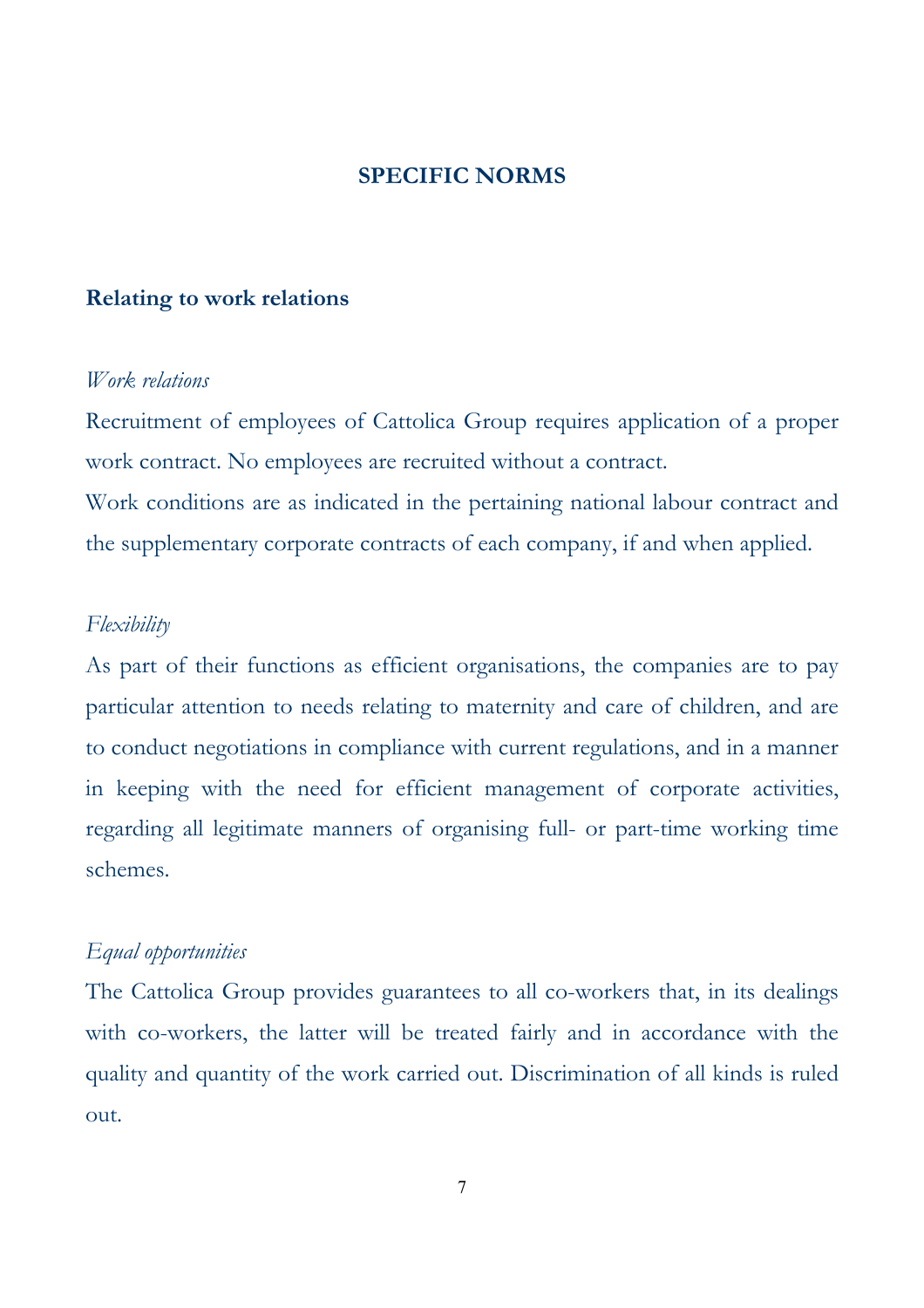# SPECIFIC NORMS

## Relating to work relations

*Work relations*

Recruitment of employees of Cattolica Group requires application of a proper work contract. No employees are recruited without a contract.

Work conditions are as indicated in the pertaining national labour contract and the supplementary corporate contracts of each company, if and when applied.

*Flexibility*

As part of their functions as efficient organisations, the companies are to pay particular attention to needs relating to maternity and care of children, and are to conduct negotiations in compliance with current regulations, and in a manner in keeping with the need for efficient management of corporate activities, regarding all legitimate manners of organising full- or part-time working time schemes.

*Equal opportunities*

The Cattolica Group provides guarantees to all co-workers that, in its dealings with co-workers, the latter will be treated fairly and in accordance with the quality and quantity of the work carried out. Discrimination of all kinds is ruled out.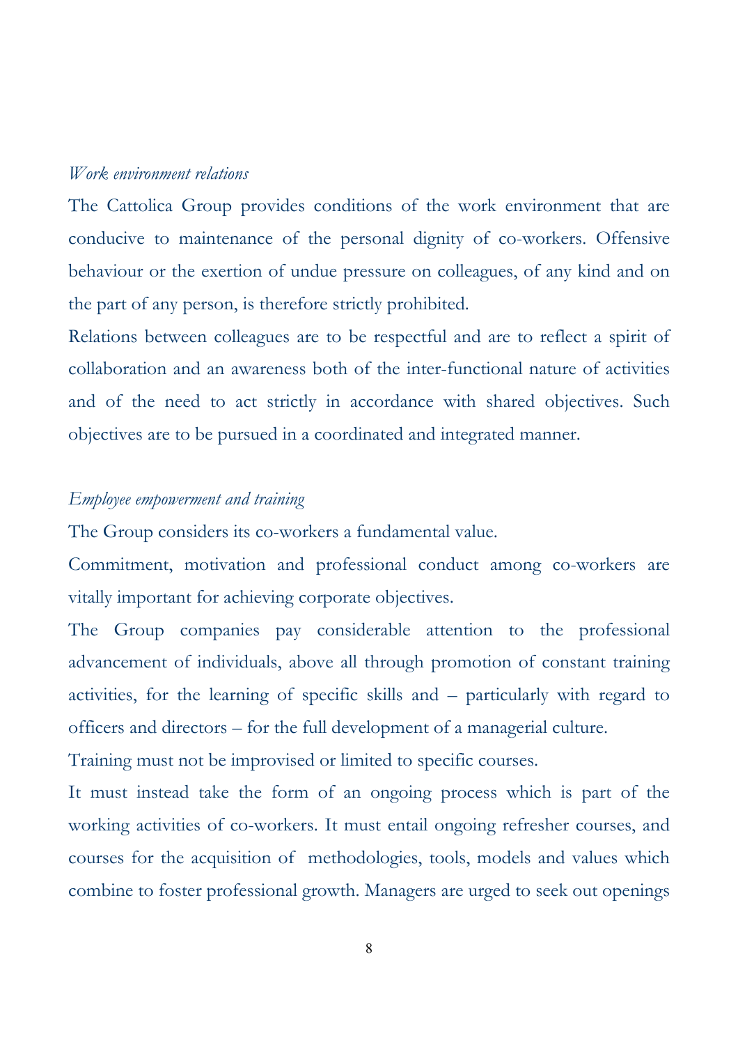*Work environment relations*

The Cattolica Group provides conditions of the work environment that are conducive to maintenance of the personal dignity of co-workers. Offensive behaviour or the exertion of undue pressure on colleagues, of any kind and on the part of any person, is therefore strictly prohibited.

Relations between colleagues are to be respectful and are to reflect a spirit of collaboration and an awareness both of the inter-functional nature of activities and of the need to act strictly in accordance with shared objectives. Such objectives are to be pursued in a coordinated and integrated manner.

*Employee empowerment and training*

The Group considers its co-workers a fundamental value.

Commitment, motivation and professional conduct among co-workers are vitally important for achieving corporate objectives.

The Group companies pay considerable attention to the professional advancement of individuals, above all through promotion of constant training activities, for the learning of specific skills and – particularly with regard to officers and directors – for the full development of a managerial culture.

Training must not be improvised or limited to specific courses.

It must instead take the form of an ongoing process which is part of the working activities of co-workers. It must entail ongoing refresher courses, and courses for the acquisition of methodologies, tools, models and values which combine to foster professional growth. Managers are urged to seek out openings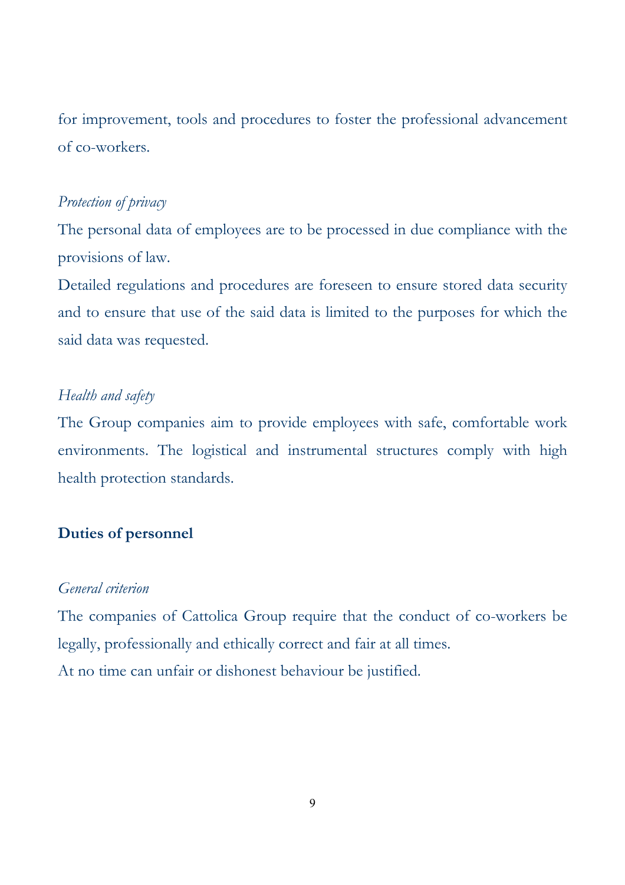for improvement, tools and procedures to foster the professional advancement of co-workers.

*Protection of privacy*

The personal data of employees are to be processed in due compliance with the provisions of law.

Detailed regulations and procedures are foreseen to ensure stored data security and to ensure that use of the said data is limited to the purposes for which the said data was requested.

*Health and safety*

The Group companies aim to provide employees with safe, comfortable work environments. The logistical and instrumental structures comply with high health protection standards.

**Duties of personnel**

*General criterion*

The companies of Cattolica Group require that the conduct of co-workers be legally, professionally and ethically correct and fair at all times.

At no time can unfair or dishonest behaviour be justified.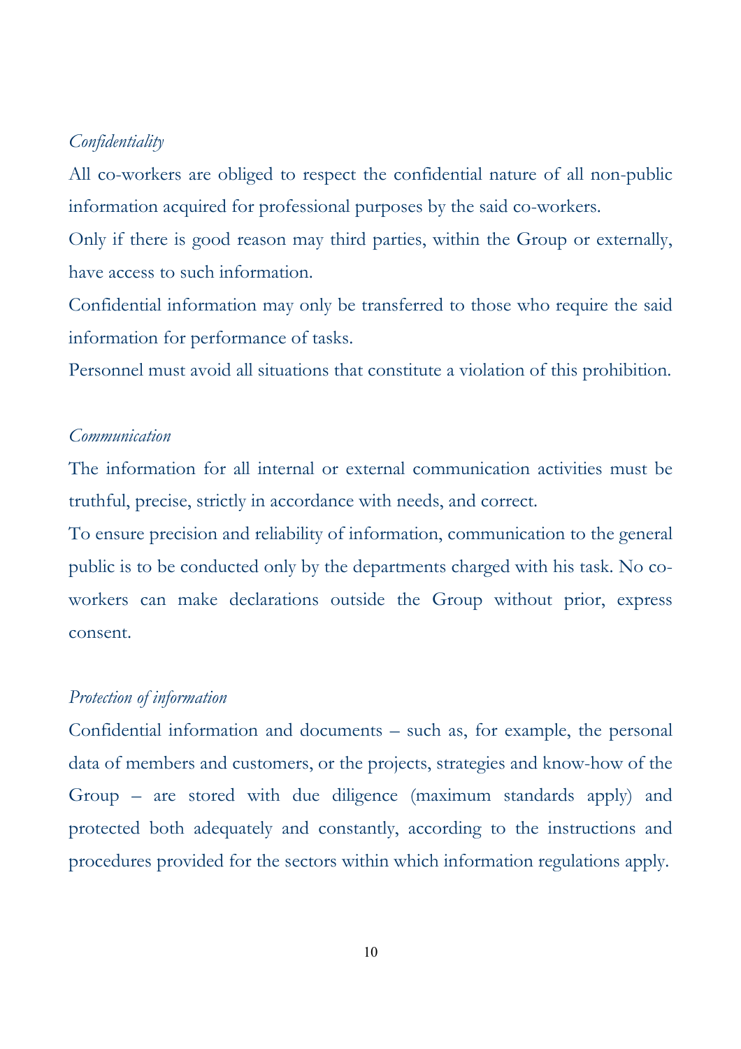*Confidentiality*

All co-workers are obliged to respect the confidential nature of all non-public information acquired for professional purposes by the said co-workers.

Only if there is good reason may third parties, within the Group or externally, have access to such information.

Confidential information may only be transferred to those who require the said information for performance of tasks.

Personnel must avoid all situations that constitute a violation of this prohibition.

*Communication*

The information for all internal or external communication activities must be truthful, precise, strictly in accordance with needs, and correct.

To ensure precision and reliability of information, communication to the general public is to be conducted only by the departments charged with his task. No co-workers can make declarations outside the Group without prior, express consent.

*Protection of information*

Confidential information and documents – such as, for example, the personal data of members and customers, or the projects, strategies and know-how of the Group – are stored with due diligence (maximum standards apply) and protected both adequately and constantly, according to the instructions and procedures provided for the sectors within which information regulations apply.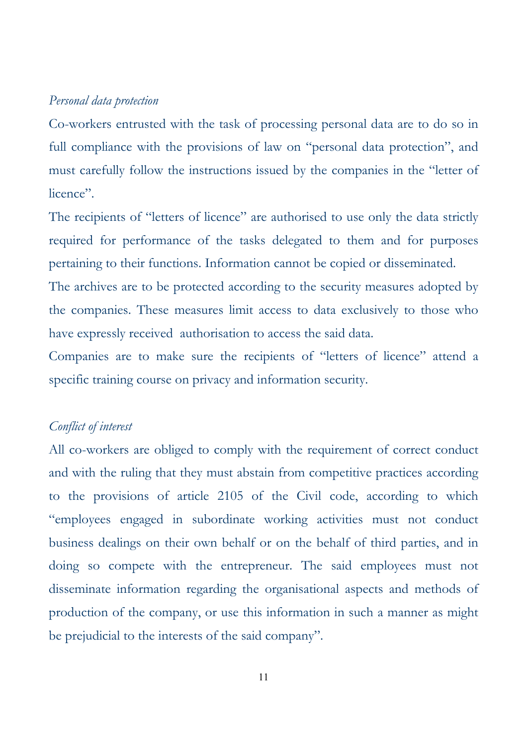*Personal data protection*

Co-workers entrusted with the task of processing personal data are to do so in full compliance with the provisions of law on "personal data protection", and must carefully follow the instructions issued by the companies in the "letter of licence".

The recipients of "letters of licence" are authorised to use only the data strictly required for performance of the tasks delegated to them and for purposes pertaining to their functions. Information cannot be copied or disseminated.

The archives are to be protected according to the security measures adopted by the companies. These measures limit access to data exclusively to those who have expressly received authorisation to access the said data.

Companies are to make sure the recipients of "letters of licence" attend a specific training course on privacy and information security.

*Conflict of interest*

All co-workers are obliged to comply with the requirement of correct conduct and with the ruling that they must abstain from competitive practices according to the provisions of article 2105 of the Civil code, according to which "employees engaged in subordinate working activities must not conduct business dealings on their own behalf or on the behalf of third parties, and in doing so compete with the entrepreneur. The said employees must not disseminate information regarding the organisational aspects and methods of production of the company, or use this information in such a manner as might be prejudicial to the interests of the said company".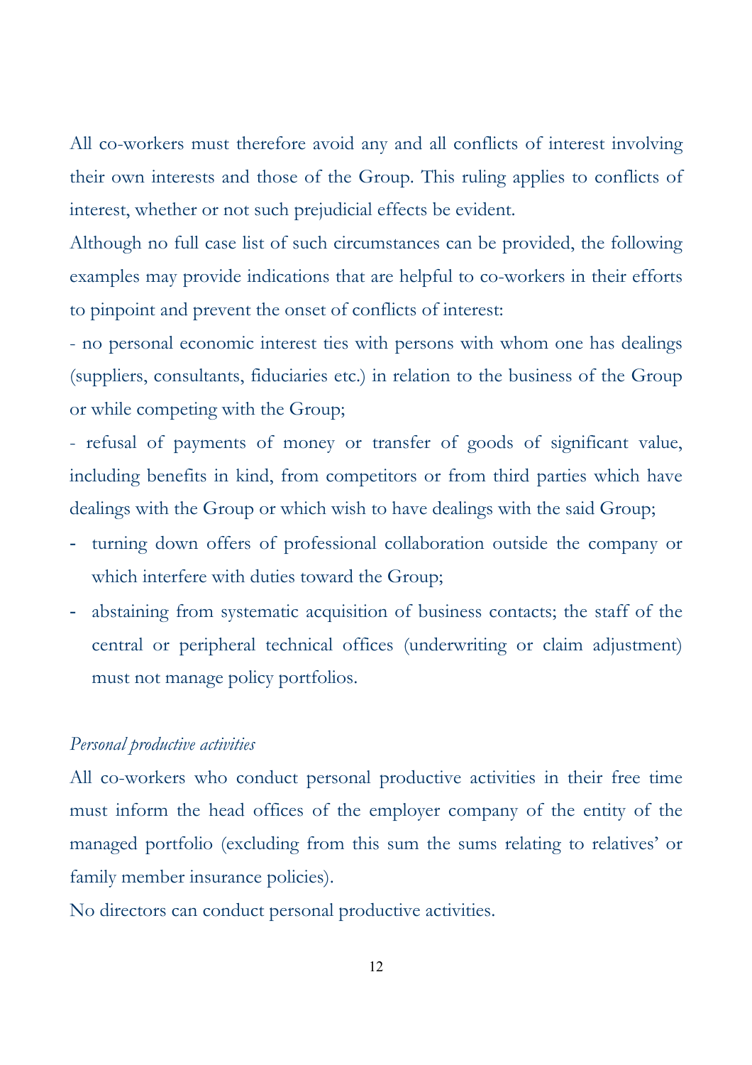All co-workers must therefore avoid any and all conflicts of interest involving their own interests and those of the Group. This ruling applies to conflicts of interest, whether or not such prejudicial effects be evident.

Although no full case list of such circumstances can be provided, the following examples may provide indications that are helpful to co-workers in their efforts to pinpoint and prevent the onset of conflicts of interest:

- no personal economic interest ties with persons with whom one has dealings (suppliers, consultants, fiduciaries etc.) in relation to the business of the Group or while competing with the Group;
- refusal of payments of money or transfer of goods of significant value, including benefits in kind, from competitors or from third parties which have dealings with the Group or which wish to have dealings with the said Group;
- turning down offers of professional collaboration outside the company or which interfere with duties toward the Group;
- abstaining from systematic acquisition of business contacts; the staff of the central or peripheral technical offices (underwriting or claim adjustment) must not manage policy portfolios.

*Personal productive activities*

All co-workers who conduct personal productive activities in their free time must inform the head offices of the employer company of the entity of the managed portfolio (excluding from this sum the sums relating to relatives' or family member insurance policies).

No directors can conduct personal productive activities.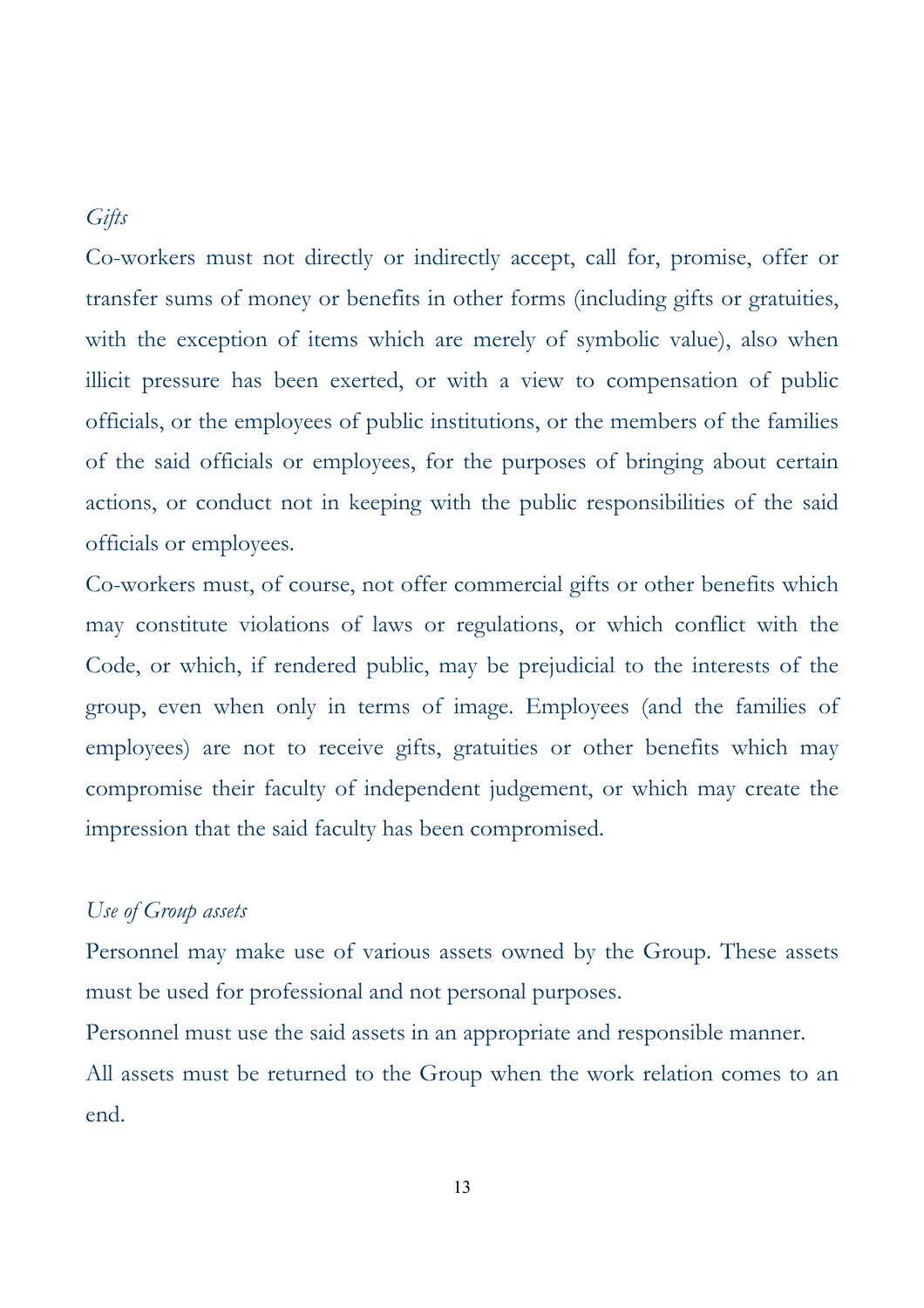*Gifts*

Co-workers must not directly or indirectly accept, call for, promise, offer or transfer sums of money or benefits in other forms (including gifts or gratuities, with the exception of items which are merely of symbolic value), also when illicit pressure has been exerted, or with a view to compensation of public officials, or the employees of public institutions, or the members of the families of the said officials or employees, for the purposes of bringing about certain actions, or conduct not in keeping with the public responsibilities of the said officials or employees.

Co-workers must, of course, not offer commercial gifts or other benefits which may constitute violations of laws or regulations, or which conflict with the Code, or which, if rendered public, may be prejudicial to the interests of the group, even when only in terms of image. Employees (and the families of employees) are not to receive gifts, gratuities or other benefits which may compromise their faculty of independent judgement, or which may create the impression that the said faculty has been compromised.

*Use of Group assets*

Personnel may make use of various assets owned by the Group. These assets must be used for professional and not personal purposes.

Personnel must use the said assets in an appropriate and responsible manner.

All assets must be returned to the Group when the work relation comes to an end.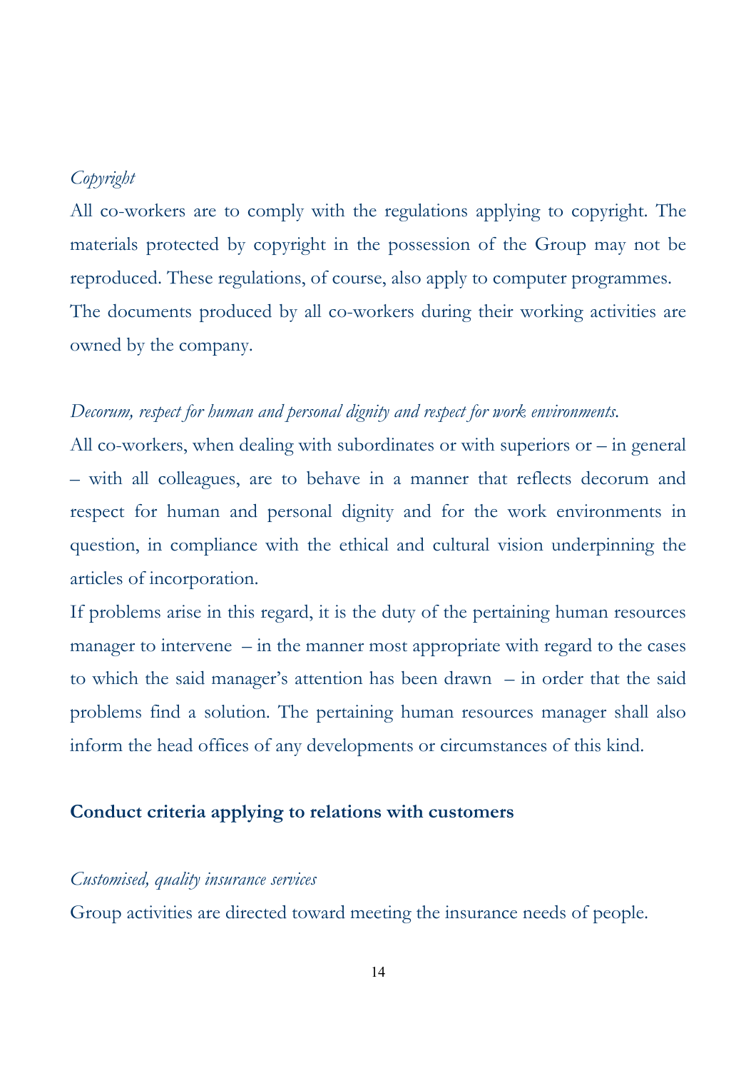*Copyright*

All co-workers are to comply with the regulations applying to copyright. The materials protected by copyright in the possession of the Group may not be reproduced. These regulations, of course, also apply to computer programmes.
The documents produced by all co-workers during their working activities are owned by the company.

*Decorum, respect for human and personal dignity and respect for work environments.*

All co-workers, when dealing with subordinates or with superiors or – in general – with all colleagues, are to behave in a manner that reflects decorum and respect for human and personal dignity and for the work environments in question, in compliance with the ethical and cultural vision underpinning the articles of incorporation.
If problems arise in this regard, it is the duty of the pertaining human resources manager to intervene – in the manner most appropriate with regard to the cases to which the said manager's attention has been drawn – in order that the said problems find a solution. The pertaining human resources manager shall also inform the head offices of any developments or circumstances of this kind.

**Conduct criteria applying to relations with customers**

*Customised, quality insurance services*

Group activities are directed toward meeting the insurance needs of people.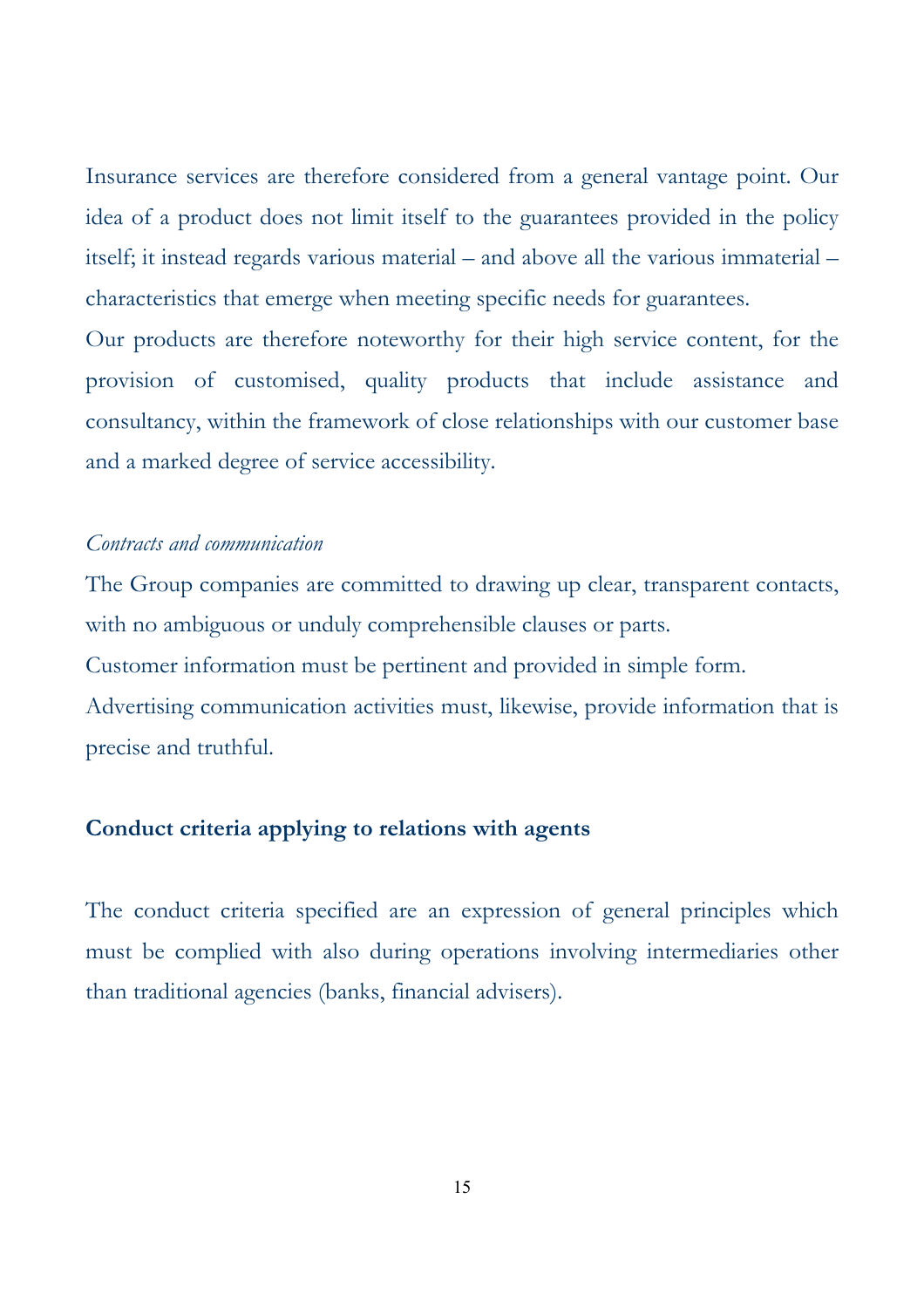Insurance services are therefore considered from a general vantage point. Our idea of a product does not limit itself to the guarantees provided in the policy itself; it instead regards various material – and above all the various immaterial – characteristics that emerge when meeting specific needs for guarantees.

Our products are therefore noteworthy for their high service content, for the provision of customised, quality products that include assistance and consultancy, within the framework of close relationships with our customer base and a marked degree of service accessibility.

*Contracts and communication*

The Group companies are committed to drawing up clear, transparent contacts, with no ambiguous or unduly comprehensible clauses or parts.

Customer information must be pertinent and provided in simple form.

Advertising communication activities must, likewise, provide information that is precise and truthful.

### Conduct criteria applying to relations with agents

The conduct criteria specified are an expression of general principles which must be complied with also during operations involving intermediaries other than traditional agencies (banks, financial advisers).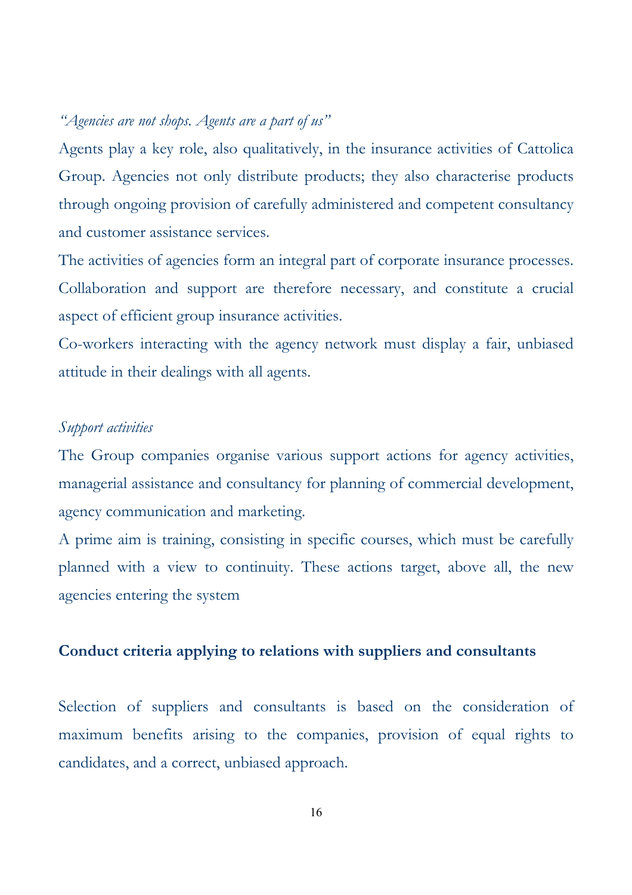*"Agencies are not shops. Agents are a part of us"*

Agents play a key role, also qualitatively, in the insurance activities of Cattolica Group. Agencies not only distribute products; they also characterise products through ongoing provision of carefully administered and competent consultancy and customer assistance services.

The activities of agencies form an integral part of corporate insurance processes. Collaboration and support are therefore necessary, and constitute a crucial aspect of efficient group insurance activities.

Co-workers interacting with the agency network must display a fair, unbiased attitude in their dealings with all agents.

*Support activities*

The Group companies organise various support actions for agency activities, managerial assistance and consultancy for planning of commercial development, agency communication and marketing.

A prime aim is training, consisting in specific courses, which must be carefully planned with a view to continuity. These actions target, above all, the new agencies entering the system

**Conduct criteria applying to relations with suppliers and consultants**

Selection of suppliers and consultants is based on the consideration of maximum benefits arising to the companies, provision of equal rights to candidates, and a correct, unbiased approach.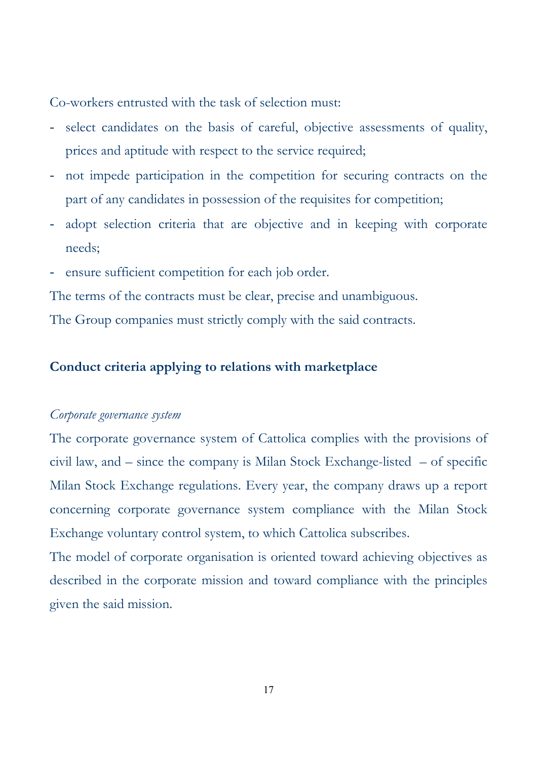Co-workers entrusted with the task of selection must:

- select candidates on the basis of careful, objective assessments of quality, prices and aptitude with respect to the service required;
- not impede participation in the competition for securing contracts on the part of any candidates in possession of the requisites for competition;
- adopt selection criteria that are objective and in keeping with corporate needs;
- ensure sufficient competition for each job order.

The terms of the contracts must be clear, precise and unambiguous.

The Group companies must strictly comply with the said contracts.

## Conduct criteria applying to relations with marketplace

*Corporate governance system*

The corporate governance system of Cattolica complies with the provisions of civil law, and – since the company is Milan Stock Exchange-listed – of specific Milan Stock Exchange regulations. Every year, the company draws up a report concerning corporate governance system compliance with the Milan Stock Exchange voluntary control system, to which Cattolica subscribes.

The model of corporate organisation is oriented toward achieving objectives as described in the corporate mission and toward compliance with the principles given the said mission.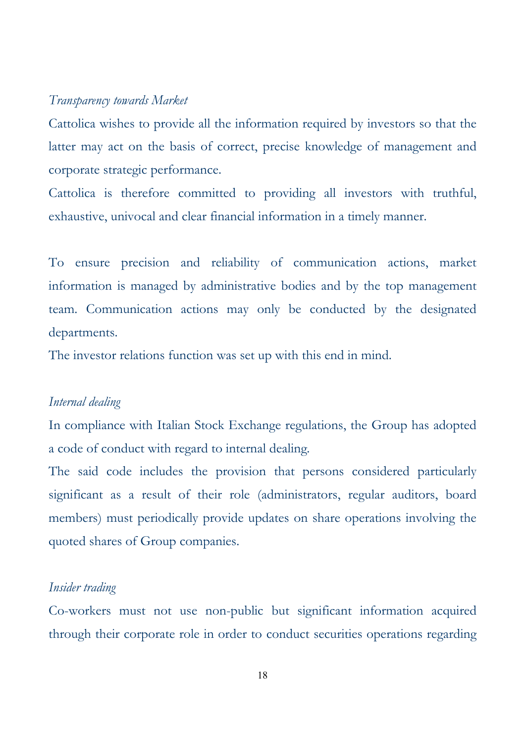*Transparency towards Market*

Cattolica wishes to provide all the information required by investors so that the latter may act on the basis of correct, precise knowledge of management and corporate strategic performance.

Cattolica is therefore committed to providing all investors with truthful, exhaustive, univocal and clear financial information in a timely manner.

To ensure precision and reliability of communication actions, market information is managed by administrative bodies and by the top management team. Communication actions may only be conducted by the designated departments.

The investor relations function was set up with this end in mind.

*Internal dealing*

In compliance with Italian Stock Exchange regulations, the Group has adopted a code of conduct with regard to internal dealing.

The said code includes the provision that persons considered particularly significant as a result of their role (administrators, regular auditors, board members) must periodically provide updates on share operations involving the quoted shares of Group companies.

*Insider trading*

Co-workers must not use non-public but significant information acquired through their corporate role in order to conduct securities operations regarding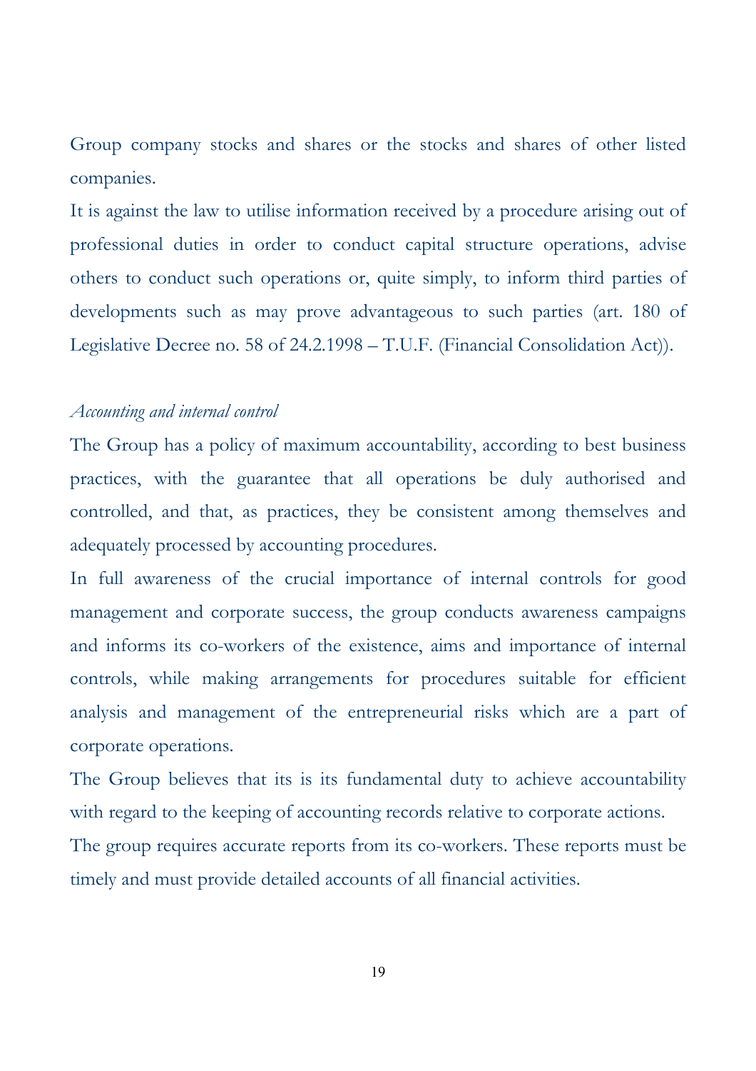Group company stocks and shares or the stocks and shares of other listed companies.

It is against the law to utilise information received by a procedure arising out of professional duties in order to conduct capital structure operations, advise others to conduct such operations or, quite simply, to inform third parties of developments such as may prove advantageous to such parties (art. 180 of Legislative Decree no. 58 of 24.2.1998 – T.U.F. (Financial Consolidation Act)).

*Accounting and internal control*

The Group has a policy of maximum accountability, according to best business practices, with the guarantee that all operations be duly authorised and controlled, and that, as practices, they be consistent among themselves and adequately processed by accounting procedures.

In full awareness of the crucial importance of internal controls for good management and corporate success, the group conducts awareness campaigns and informs its co-workers of the existence, aims and importance of internal controls, while making arrangements for procedures suitable for efficient analysis and management of the entrepreneurial risks which are a part of corporate operations.

The Group believes that its is its fundamental duty to achieve accountability with regard to the keeping of accounting records relative to corporate actions.

The group requires accurate reports from its co-workers. These reports must be timely and must provide detailed accounts of all financial activities.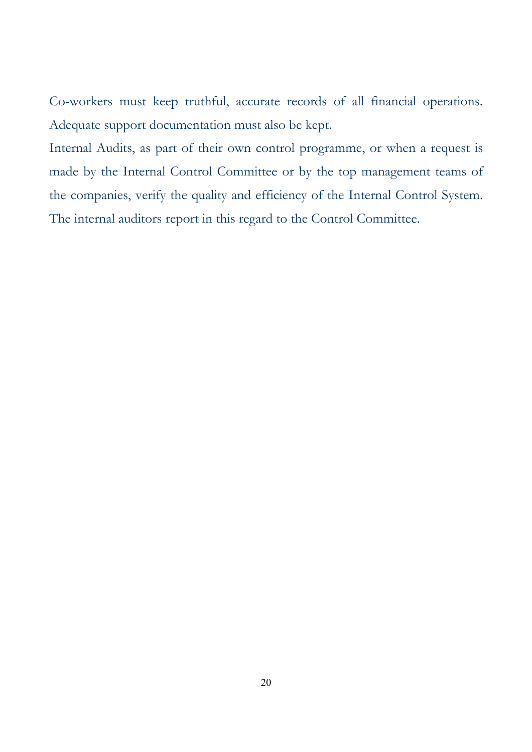Co-workers must keep truthful, accurate records of all financial operations. Adequate support documentation must also be kept.

Internal Audits, as part of their own control programme, or when a request is made by the Internal Control Committee or by the top management teams of the companies, verify the quality and efficiency of the Internal Control System. The internal auditors report in this regard to the Control Committee.